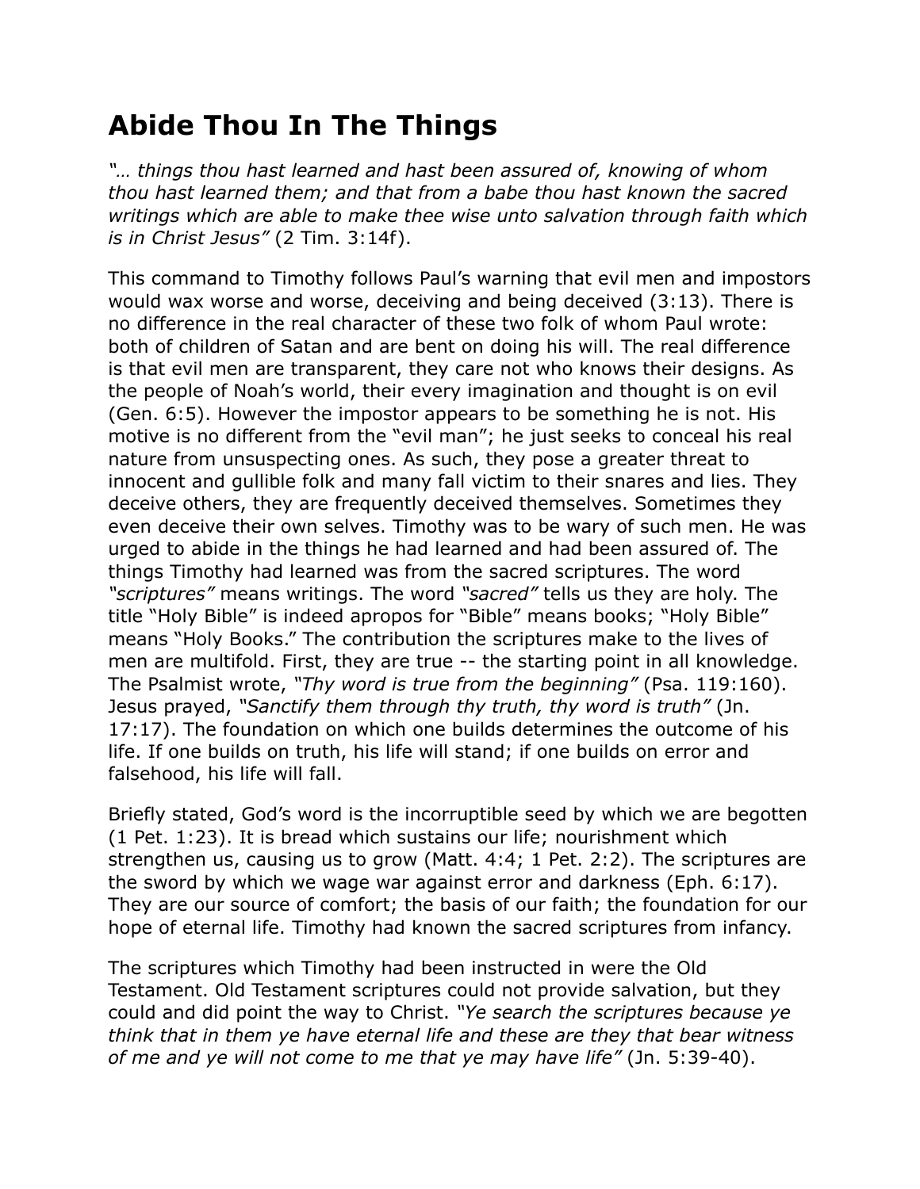# Abide Thou In The Things

*"… things thou hast learned and hast been assured of, knowing of whom thou hast learned them; and that from a babe thou hast known the sacred writings which are able to make thee wise unto salvation through faith which is in Christ Jesus"* (2 Tim. 3:14f).

This command to Timothy follows Paul's warning that evil men and impostors would wax worse and worse, deceiving and being deceived (3:13). There is no difference in the real character of these two folk of whom Paul wrote: both of children of Satan and are bent on doing his will. The real difference is that evil men are transparent, they care not who knows their designs. As the people of Noah's world, their every imagination and thought is on evil (Gen. 6:5). However the impostor appears to be something he is not. His motive is no different from the "evil man"; he just seeks to conceal his real nature from unsuspecting ones. As such, they pose a greater threat to innocent and gullible folk and many fall victim to their snares and lies. They deceive others, they are frequently deceived themselves. Sometimes they even deceive their own selves. Timothy was to be wary of such men. He was urged to abide in the things he had learned and had been assured of. The things Timothy had learned was from the sacred scriptures. The word *"scriptures"* means writings. The word *"sacred"* tells us they are holy. The title "Holy Bible" is indeed apropos for "Bible" means books; "Holy Bible" means "Holy Books." The contribution the scriptures make to the lives of men are multifold. First, they are true -- the starting point in all knowledge. The Psalmist wrote, *"Thy word is true from the beginning"* (Psa. 119:160). Jesus prayed, *"Sanctify them through thy truth, thy word is truth"* (Jn. 17:17). The foundation on which one builds determines the outcome of his life. If one builds on truth, his life will stand; if one builds on error and falsehood, his life will fall.

Briefly stated, God's word is the incorruptible seed by which we are begotten (1 Pet. 1:23). It is bread which sustains our life; nourishment which strengthen us, causing us to grow (Matt. 4:4; 1 Pet. 2:2). The scriptures are the sword by which we wage war against error and darkness (Eph. 6:17). They are our source of comfort; the basis of our faith; the foundation for our hope of eternal life. Timothy had known the sacred scriptures from infancy.

The scriptures which Timothy had been instructed in were the Old Testament. Old Testament scriptures could not provide salvation, but they could and did point the way to Christ. *"Ye search the scriptures because ye think that in them ye have eternal life and these are they that bear witness of me and ye will not come to me that ye may have life"* (Jn. 5:39-40).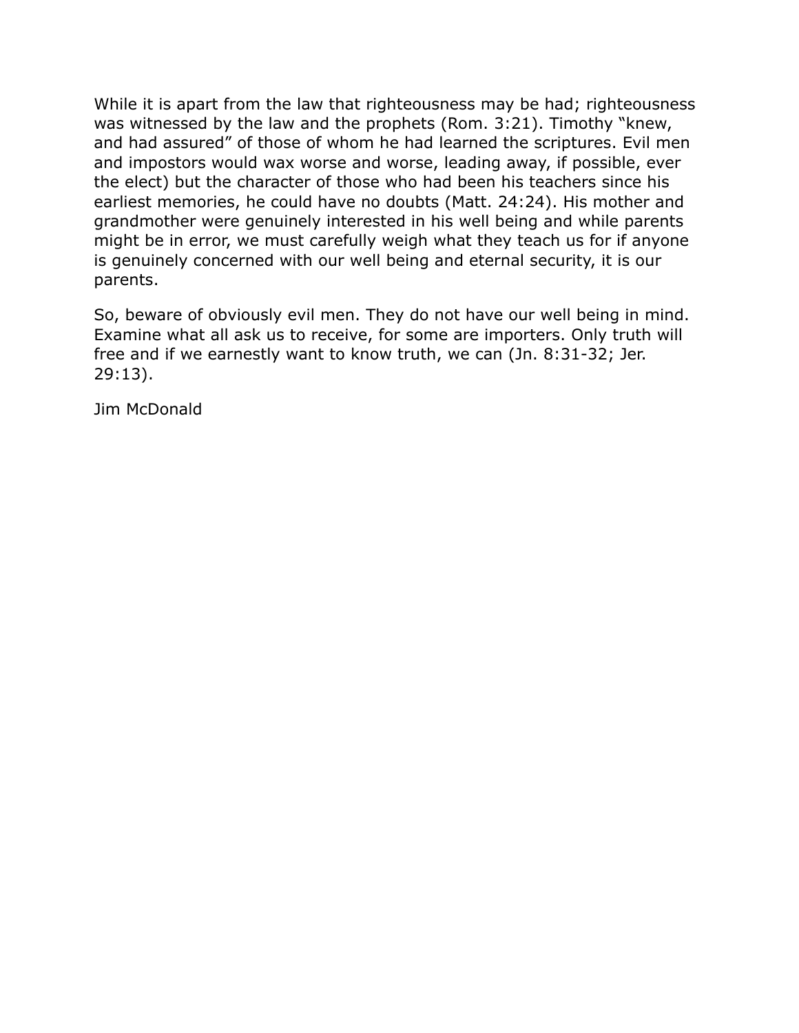While it is apart from the law that righteousness may be had; righteousness was witnessed by the law and the prophets (Rom. 3:21). Timothy “knew, and had assured” of those of whom he had learned the scriptures. Evil men and impostors would wax worse and worse, leading away, if possible, ever the elect) but the character of those who had been his teachers since his earliest memories, he could have no doubts (Matt. 24:24). His mother and grandmother were genuinely interested in his well being and while parents might be in error, we must carefully weigh what they teach us for if anyone is genuinely concerned with our well being and eternal security, it is our parents.

So, beware of obviously evil men. They do not have our well being in mind. Examine what all ask us to receive, for some are importers. Only truth will free and if we earnestly want to know truth, we can (Jn. 8:31-32; Jer. 29:13).

Jim McDonald